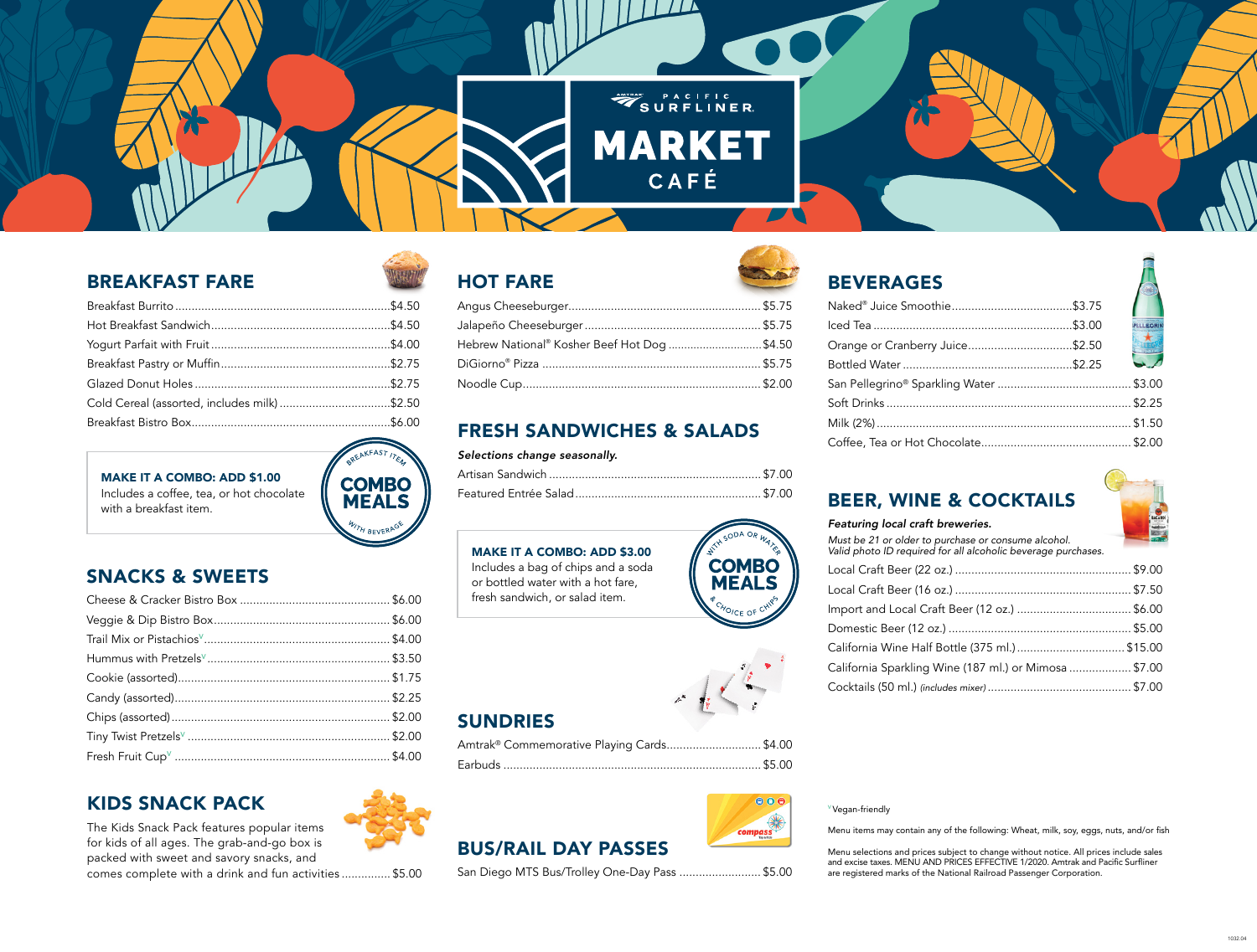# PACIFIC SURFLINER MARKET CAFÉ

## BREAKFAST FARE

| Item | Price |
| --- | --- |
| Breakfast Burrito | $4.50 |
| Hot Breakfast Sandwich | $4.50 |
| Yogurt Parfait with Fruit | $4.00 |
| Breakfast Pastry or Muffin | $2.75 |
| Glazed Donut Holes | $2.75 |
| Cold Cereal (assorted, includes milk) | $2.50 |
| Breakfast Bistro Box | $6.00 |

**MAKE IT A COMBO: ADD $1.00**
Includes a coffee, tea, or hot chocolate with a breakfast item.

BREAKFAST ITEM COMBO MEALS WITH BEVERAGE

## SNACKS & SWEETS

| Item | Price |
| --- | --- |
| Cheese & Cracker Bistro Box | $6.00 |
| Veggie & Dip Bistro Box | $6.00 |
| Trail Mix or Pistachios[V] | $4.00 |
| Hummus with Pretzels[V] | $3.50 |
| Cookie (assorted) | $1.75 |
| Candy (assorted) | $2.25 |
| Chips (assorted) | $2.00 |
| Tiny Twist Pretzels[V] | $2.00 |
| Fresh Fruit Cup[V] | $4.00 |

## KIDS SNACK PACK

The Kids Snack Pack features popular items for kids of all ages. The grab-and-go box is packed with sweet and savory snacks, and comes complete with a drink and fun activities ............... $5.00

## HOT FARE

| Item | Price |
| --- | --- |
| Angus Cheeseburger | $5.75 |
| Jalapeño Cheeseburger | $5.75 |
| Hebrew National® Kosher Beef Hot Dog | $4.50 |
| DiGiorno® Pizza | $5.75 |
| Noodle Cup | $2.00 |

## FRESH SANDWICHES & SALADS

***Selections change seasonally.***

| Item | Price |
| --- | --- |
| Artisan Sandwich | $7.00 |
| Featured Entrée Salad | $7.00 |

**MAKE IT A COMBO: ADD $3.00**
Includes a bag of chips and a soda or bottled water with a hot fare, fresh sandwich, or salad item.

WITH SODA OR WATER COMBO MEALS & CHOICE OF CHIPS

## SUNDRIES

| Item | Price |
| --- | --- |
| Amtrak® Commemorative Playing Cards | $4.00 |
| Earbuds | $5.00 |

## BUS/RAIL DAY PASSES

| Item | Price |
| --- | --- |
| San Diego MTS Bus/Trolley One-Day Pass | $5.00 |

## BEVERAGES

| Item | Price |
| --- | --- |
| Naked® Juice Smoothie | $3.75 |
| Iced Tea | $3.00 |
| Orange or Cranberry Juice | $2.50 |
| Bottled Water | $2.25 |
| San Pellegrino® Sparkling Water | $3.00 |
| Soft Drinks | $2.25 |
| Milk (2%) | $1.50 |
| Coffee, Tea or Hot Chocolate | $2.00 |

## BEER, WINE & COCKTAILS

***Featuring local craft breweries.***

*Must be 21 or older to purchase or consume alcohol. Valid photo ID required for all alcoholic beverage purchases.*

| Item | Price |
| --- | --- |
| Local Craft Beer (22 oz.) | $9.00 |
| Local Craft Beer (16 oz.) | $7.50 |
| Import and Local Craft Beer (12 oz.) | $6.00 |
| Domestic Beer (12 oz.) | $5.00 |
| California Wine Half Bottle (375 ml.) | $15.00 |
| California Sparkling Wine (187 ml.) or Mimosa | $7.00 |
| Cocktails (50 ml.) *(includes mixer)* | $7.00 |

[V] Vegan-friendly

Menu items may contain any of the following: Wheat, milk, soy, eggs, nuts, and/or fish

Menu selections and prices subject to change without notice. All prices include sales and excise taxes. MENU AND PRICES EFFECTIVE 1/2020. Amtrak and Pacific Surfliner are registered marks of the National Railroad Passenger Corporation.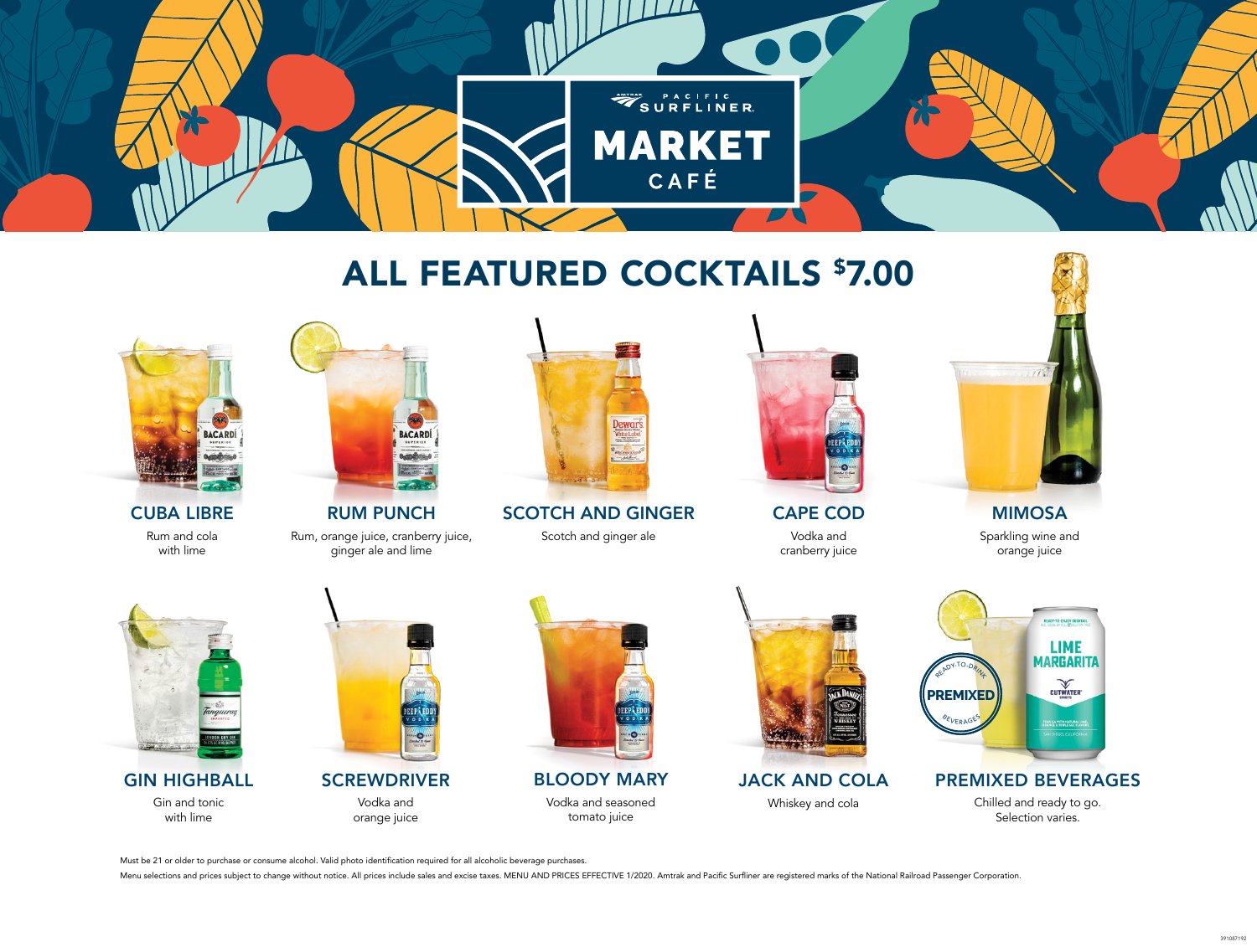# PACIFIC SURFLINER MARKET CAFÉ

## ALL FEATURED COCKTAILS $7.00

### CUBA LIBRE
Rum and cola with lime

### RUM PUNCH
Rum, orange juice, cranberry juice, ginger ale and lime

### SCOTCH AND GINGER
Scotch and ginger ale

### CAPE COD
Vodka and cranberry juice

### MIMOSA
Sparkling wine and orange juice

### GIN HIGHBALL
Gin and tonic with lime

### SCREWDRIVER
Vodka and orange juice

### BLOODY MARY
Vodka and seasoned tomato juice

### JACK AND COLA
Whiskey and cola

### PREMIXED BEVERAGES
Chilled and ready to go. Selection varies.

Must be 21 or older to purchase or consume alcohol. Valid photo identification required for all alcoholic beverage purchases.

Menu selections and prices subject to change without notice. All prices include sales and excise taxes. MENU AND PRICES EFFECTIVE 1/2020. Amtrak and Pacific Surfliner are registered marks of the National Railroad Passenger Corporation.